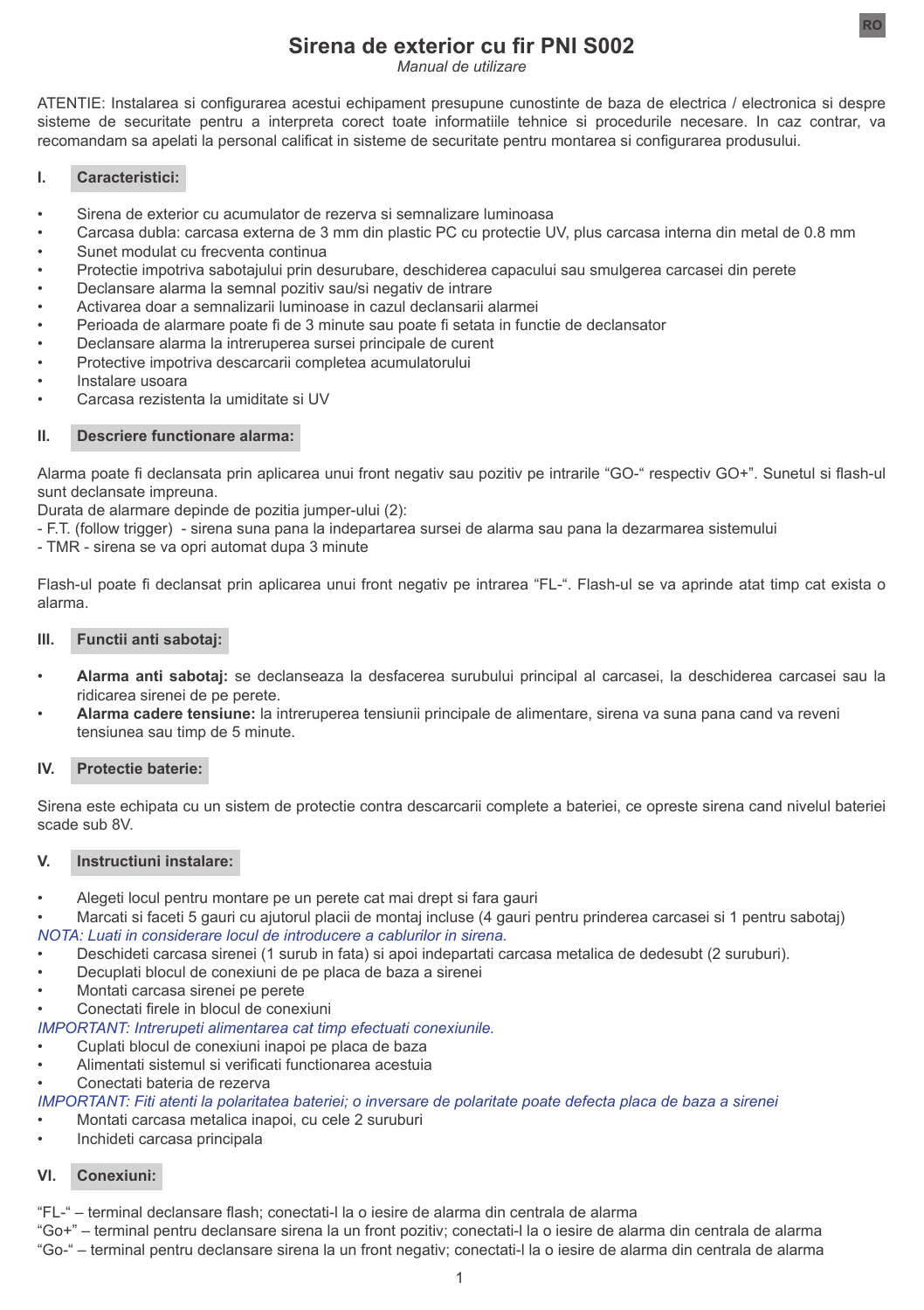# Sirena de exterior cu fir PNI S002

*Manual de utilizare*

ATENTIE: Instalarea si configurarea acestui echipament presupune cunostinte de baza de electrica / electronica si despre sisteme de securitate pentru a interpreta corect toate informatiile tehnice si procedurile necesare. In caz contrar, va recomandam sa apelati la personal calificat in sisteme de securitate pentru montarea si configurarea produsului.

## I. Caracteristici:

- Sirena de exterior cu acumulator de rezerva si semnalizare luminoasa
- Carcasa dubla: carcasa externa de 3 mm din plastic PC cu protectie UV, plus carcasa interna din metal de 0.8 mm
- Sunet modulat cu frecventa continua
- Protectie impotriva sabotajului prin desurubare, deschiderea capacului sau smulgerea carcasei din perete
- Declansare alarma la semnal pozitiv sau/si negativ de intrare
- Activarea doar a semnalizarii luminoase in cazul declansarii alarmei
- Perioada de alarmare poate fi de 3 minute sau poate fi setata in functie de declansator
- Declansare alarma la intreruperea sursei principale de curent
- Protective impotriva descarcarii completea acumulatorului
- Instalare usoara
- Carcasa rezistenta la umiditate si UV

## II. Descriere functionare alarma:

Alarma poate fi declansata prin aplicarea unui front negativ sau pozitiv pe intrarile "GO-" respectiv GO+". Sunetul si flash-ul sunt declansate impreuna.
Durata de alarmare depinde de pozitia jumper-ului (2):
- F.T. (follow trigger) - sirena suna pana la indepartarea sursei de alarma sau pana la dezarmarea sistemului
- TMR - sirena se va opri automat dupa 3 minute

Flash-ul poate fi declansat prin aplicarea unui front negativ pe intrarea "FL-". Flash-ul se va aprinde atat timp cat exista o alarma.

## III. Functii anti sabotaj:

- **Alarma anti sabotaj:** se declanseaza la desfacerea surubului principal al carcasei, la deschiderea carcasei sau la ridicarea sirenei de pe perete.
- **Alarma cadere tensiune:** la intreruperea tensiunii principale de alimentare, sirena va suna pana cand va reveni tensiunea sau timp de 5 minute.

## IV. Protectie baterie:

Sirena este echipata cu un sistem de protectie contra descarcarii complete a bateriei, ce opreste sirena cand nivelul bateriei scade sub 8V.

## V. Instructiuni instalare:

- Alegeti locul pentru montare pe un perete cat mai drept si fara gauri
- Marcati si faceti 5 gauri cu ajutorul placii de montaj incluse (4 gauri pentru prinderea carcasei si 1 pentru sabotaj)

*NOTA: Luati in considerare locul de introducere a cablurilor in sirena.*

- Deschideti carcasa sirenei (1 surub in fata) si apoi indepartati carcasa metalica de dedesubt (2 suruburi).
- Decuplati blocul de conexiuni de pe placa de baza a sirenei
- Montati carcasa sirenei pe perete
- Conectati firele in blocul de conexiuni

*IMPORTANT: Intrerupeti alimentarea cat timp efectuati conexiunile.*

- Cuplati blocul de conexiuni inapoi pe placa de baza
- Alimentati sistemul si verificati functionarea acestuia
- Conectati bateria de rezerva

*IMPORTANT: Fiti atenti la polaritatea bateriei; o inversare de polaritate poate defecta placa de baza a sirenei*

- Montati carcasa metalica inapoi, cu cele 2 suruburi
- Inchideti carcasa principala

## VI. Conexiuni:

"FL-" – terminal declansare flash; conectati-l la o iesire de alarma din centrala de alarma
"Go+" – terminal pentru declansare sirena la un front pozitiv; conectati-l la o iesire de alarma din centrala de alarma
"Go-" – terminal pentru declansare sirena la un front negativ; conectati-l la o iesire de alarma din centrala de alarma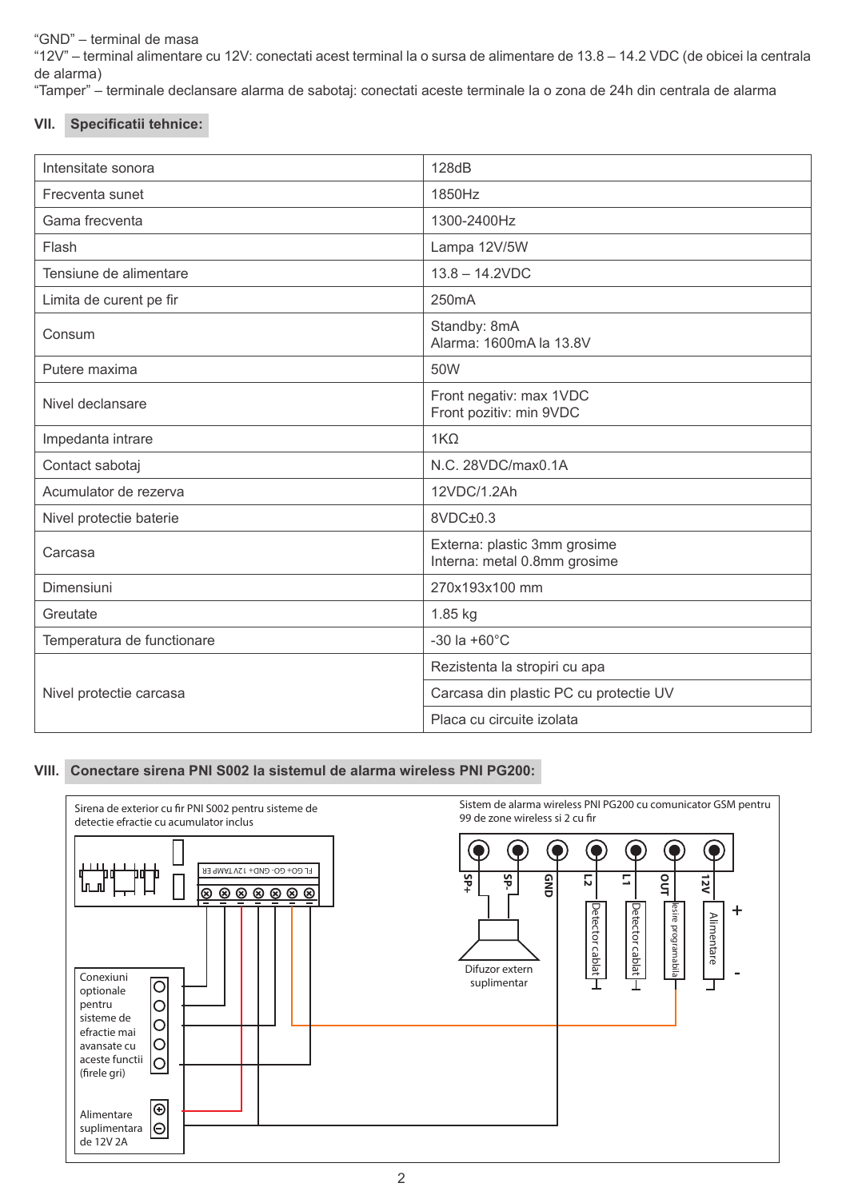"GND" – terminal de masa
"12V" – terminal alimentare cu 12V: conectati acest terminal la o sursa de alimentare de 13.8 – 14.2 VDC (de obicei la centrala de alarma)
"Tamper" – terminale declansare alarma de sabotaj: conectati aceste terminale la o zona de 24h din centrala de alarma

## VII. Specificatii tehnice:

| | |
|---|---|
| Intensitate sonora | 128dB |
| Frecventa sunet | 1850Hz |
| Gama frecventa | 1300-2400Hz |
| Flash | Lampa 12V/5W |
| Tensiune de alimentare | 13.8 – 14.2VDC |
| Limita de curent pe fir | 250mA |
| Consum | Standby: 8mA<br>Alarma: 1600mA la 13.8V |
| Putere maxima | 50W |
| Nivel declansare | Front negativ: max 1VDC<br>Front pozitiv: min 9VDC |
| Impedanta intrare | 1KΩ |
| Contact sabotaj | N.C. 28VDC/max0.1A |
| Acumulator de rezerva | 12VDC/1.2Ah |
| Nivel protectie baterie | 8VDC±0.3 |
| Carcasa | Externa: plastic 3mm grosime<br>Interna: metal 0.8mm grosime |
| Dimensiuni | 270x193x100 mm |
| Greutate | 1.85 kg |
| Temperatura de functionare | -30 la +60°C |
| Nivel protectie carcasa | Rezistenta la stropiri cu apa |
| | Carcasa din plastic PC cu protectie UV |
| | Placa cu circuite izolata |

## VIII. Conectare sirena PNI S002 la sistemul de alarma wireless PNI PG200:

Sirena de exterior cu fir PNI S002 pentru sisteme de detectie efractie cu acumulator inclus

FL GO+ GO- GND- 12V TAMPER

Conexiuni optionale pentru sisteme de efractie mai avansate cu aceste functii (firele gri)

Alimentare suplimentara de 12V 2A

Sistem de alarma wireless PNI PG200 cu comunicator GSM pentru 99 de zone wireless si 2 cu fir

SP+ SP- GND L2 L1 OUT 12V

Difuzor extern suplimentar

Detector cablat

Detector cablat

Iesire programabila

Alimentare

+

-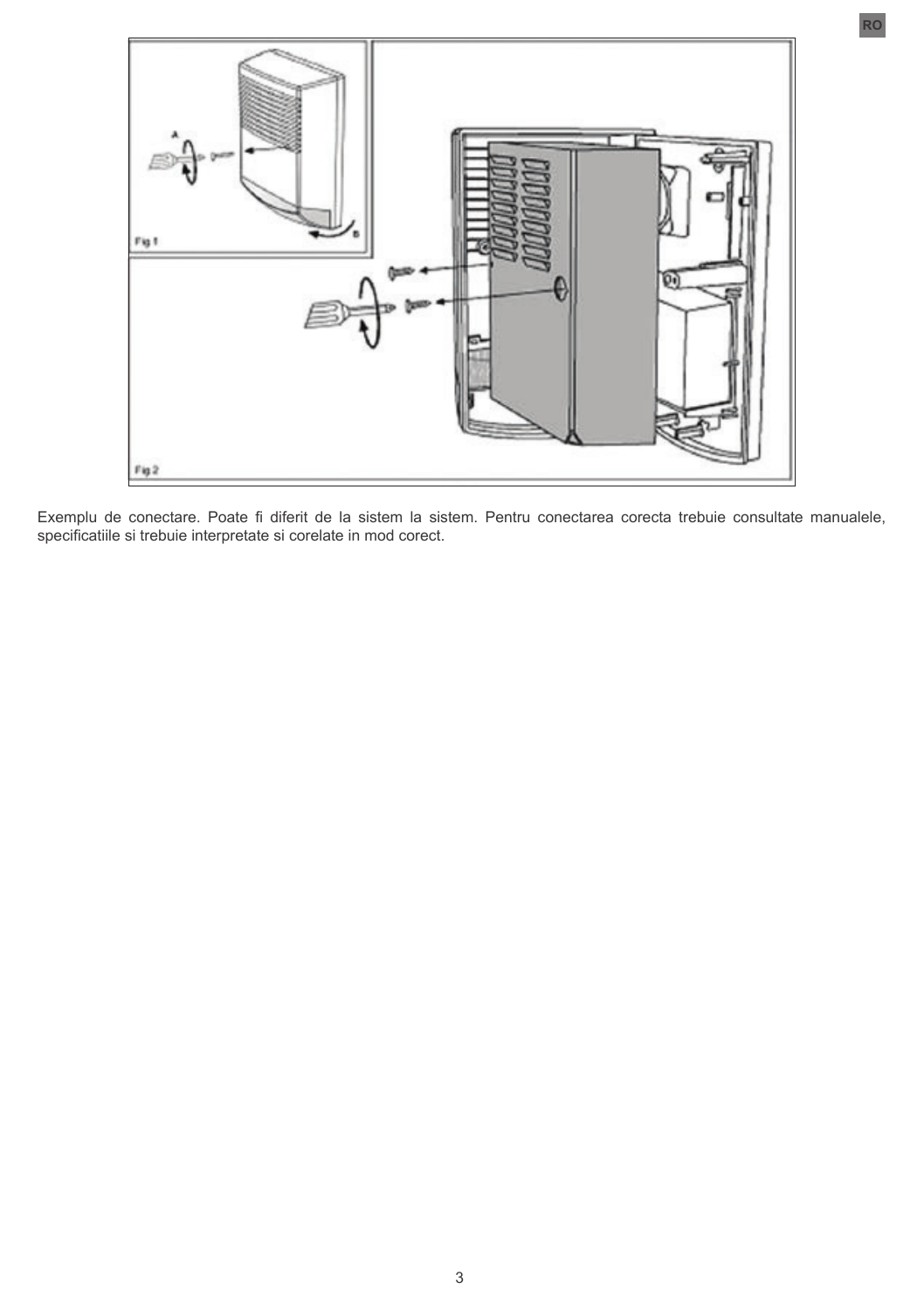Exemplu de conectare. Poate fi diferit de la sistem la sistem. Pentru conectarea corecta trebuie consultate manualele, specificatiile si trebuie interpretate si corelate in mod corect.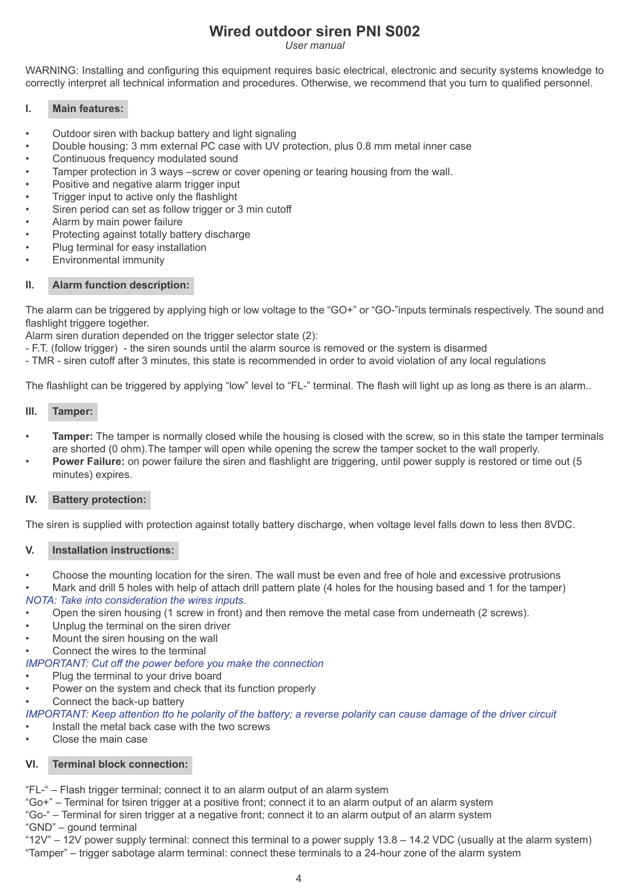# Wired outdoor siren PNI S002

*User manual*

WARNING: Installing and configuring this equipment requires basic electrical, electronic and security systems knowledge to correctly interpret all technical information and procedures. Otherwise, we recommend that you turn to qualified personnel.

## I. Main features:

- Outdoor siren with backup battery and light signaling
- Double housing: 3 mm external PC case with UV protection, plus 0.8 mm metal inner case
- Continuous frequency modulated sound
- Tamper protection in 3 ways –screw or cover opening or tearing housing from the wall.
- Positive and negative alarm trigger input
- Trigger input to active only the flashlight
- Siren period can set as follow trigger or 3 min cutoff
- Alarm by main power failure
- Protecting against totally battery discharge
- Plug terminal for easy installation
- Environmental immunity

## II. Alarm function description:

The alarm can be triggered by applying high or low voltage to the "GO+" or "GO-"inputs terminals respectively. The sound and flashlight triggere together.
Alarm siren duration depended on the trigger selector state (2):
- F.T. (follow trigger) - the siren sounds until the alarm source is removed or the system is disarmed
- TMR - siren cutoff after 3 minutes, this state is recommended in order to avoid violation of any local regulations

The flashlight can be triggered by applying "low" level to "FL-" terminal. The flash will light up as long as there is an alarm..

## III. Tamper:

- **Tamper:** The tamper is normally closed while the housing is closed with the screw, so in this state the tamper terminals are shorted (0 ohm).The tamper will open while opening the screw the tamper socket to the wall properly.
- **Power Failure:** on power failure the siren and flashlight are triggering, until power supply is restored or time out (5 minutes) expires.

## IV. Battery protection:

The siren is supplied with protection against totally battery discharge, when voltage level falls down to less then 8VDC.

## V. Installation instructions:

- Choose the mounting location for the siren. The wall must be even and free of hole and excessive protrusions
- Mark and drill 5 holes with help of attach drill pattern plate (4 holes for the housing based and 1 for the tamper)

*NOTA: Take into consideration the wires inputs.*

- Open the siren housing (1 screw in front) and then remove the metal case from underneath (2 screws).
- Unplug the terminal on the siren driver
- Mount the siren housing on the wall
- Connect the wires to the terminal

*IMPORTANT: Cut off the power before you make the connection*

- Plug the terminal to your drive board
- Power on the system and check that its function properly
- Connect the back-up battery

*IMPORTANT: Keep attention tto he polarity of the battery; a reverse polarity can cause damage of the driver circuit*

- Install the metal back case with the two screws
- Close the main case

## VI. Terminal block connection:

"FL-" – Flash trigger terminal; connect it to an alarm output of an alarm system
"Go+" – Terminal for tsiren trigger at a positive front; connect it to an alarm output of an alarm system
"Go-" – Terminal for siren trigger at a negative front; connect it to an alarm output of an alarm system
"GND" – gound terminal
"12V" – 12V power supply terminal: connect this terminal to a power supply 13.8 – 14.2 VDC (usually at the alarm system)
"Tamper" – trigger sabotage alarm terminal: connect these terminals to a 24-hour zone of the alarm system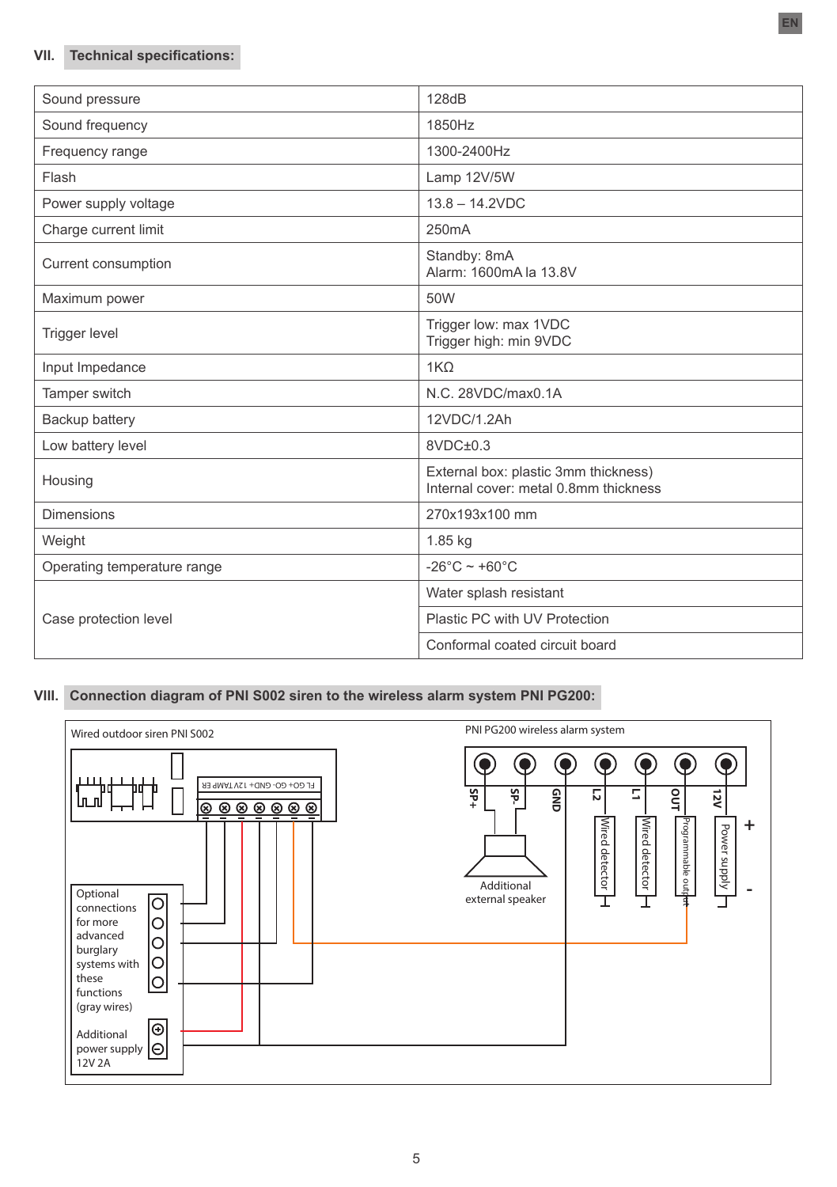## VII. Technical specifications:

| Parameter | Value |
|---|---|
| Sound pressure | 128dB |
| Sound frequency | 1850Hz |
| Frequency range | 1300-2400Hz |
| Flash | Lamp 12V/5W |
| Power supply voltage | 13.8 – 14.2VDC |
| Charge current limit | 250mA |
| Current consumption | Standby: 8mA<br>Alarm: 1600mA la 13.8V |
| Maximum power | 50W |
| Trigger level | Trigger low: max 1VDC<br>Trigger high: min 9VDC |
| Input Impedance | 1KΩ |
| Tamper switch | N.C. 28VDC/max0.1A |
| Backup battery | 12VDC/1.2Ah |
| Low battery level | 8VDC±0.3 |
| Housing | External box: plastic 3mm thickness)<br>Internal cover: metal 0.8mm thickness |
| Dimensions | 270x193x100 mm |
| Weight | 1.85 kg |
| Operating temperature range | -26°C ~ +60°C |
| Case protection level | Water splash resistant |
| | Plastic PC with UV Protection |
| | Conformal coated circuit board |

## VIII. Connection diagram of PNI S002 siren to the wireless alarm system PNI PG200:

Wired outdoor siren PNI S002

FL GO+ GO- GND+ 12V TAMPER

Optional connections for more advanced burglary systems with these functions (gray wires)

Additional power supply 12V 2A

PNI PG200 wireless alarm system

SP+ SP- GND L2 L1 OUT 12V

Additional external speaker

Wired detector

Wired detector

Programmable output

Power supply

+

-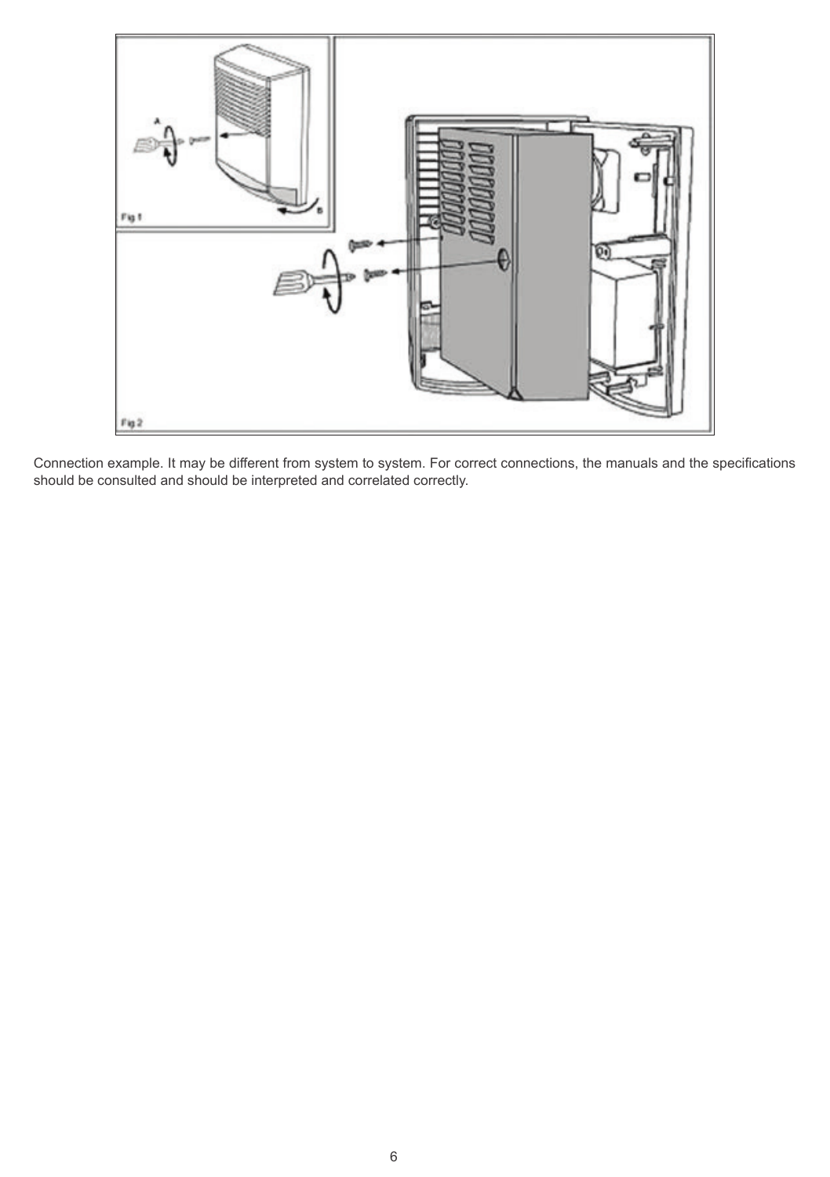Connection example. It may be different from system to system. For correct connections, the manuals and the specifications should be consulted and should be interpreted and correlated correctly.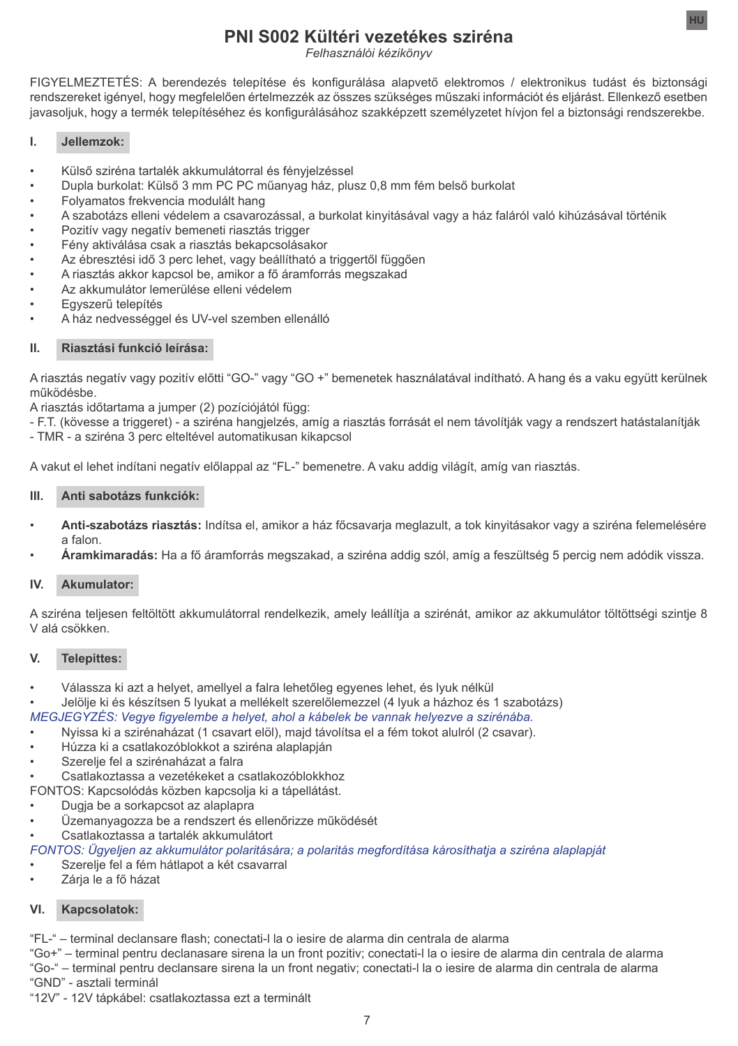# PNI S002 Kültéri vezetékes sziréna

*Felhasználói kézikönyv*

FIGYELMEZTETÉS: A berendezés telepítése és konfigurálása alapvető elektromos / elektronikus tudást és biztonsági rendszereket igényel, hogy megfelelően értelmezzék az összes szükséges műszaki információt és eljárást. Ellenkező esetben javasoljuk, hogy a termék telepítéséhez és konfigurálásához szakképzett személyzetet hívjon fel a biztonsági rendszerekbe.

## I. Jellemzok:

- Külső sziréna tartalék akkumulátorral és fényjelzéssel
- Dupla burkolat: Külső 3 mm PC PC műanyag ház, plusz 0,8 mm fém belső burkolat
- Folyamatos frekvencia modulált hang
- A szabotázs elleni védelem a csavarozással, a burkolat kinyitásával vagy a ház faláról való kihúzásával történik
- Pozitív vagy negatív bemeneti riasztás trigger
- Fény aktiválása csak a riasztás bekapcsolásakor
- Az ébresztési idő 3 perc lehet, vagy beállítható a triggertől függően
- A riasztás akkor kapcsol be, amikor a fő áramforrás megszakad
- Az akkumulátor lemerülése elleni védelem
- Egyszerű telepítés
- A ház nedvességgel és UV-vel szemben ellenálló

## II. Riasztási funkció leírása:

A riasztás negatív vagy pozitív előtti “GO-” vagy “GO +” bemenetek használatával indítható. A hang és a vaku együtt kerülnek működésbe.
A riasztás időtartama a jumper (2) pozíciójától függ:
- F.T. (kövesse a triggeret) - a sziréna hangjelzés, amíg a riasztás forrását el nem távolítják vagy a rendszert hatástalanítják
- TMR - a sziréna 3 perc elteltével automatikusan kikapcsol

A vakut el lehet indítani negatív előlappal az “FL-” bemenetre. A vaku addig világít, amíg van riasztás.

## III. Anti sabotázs funkciók:

- **Anti-szabotázs riasztás:** Indítsa el, amikor a ház főcsavarja meglazult, a tok kinyitásakor vagy a sziréna felemelésére a falon.
- **Áramkimaradás:** Ha a fő áramforrás megszakad, a sziréna addig szól, amíg a feszültség 5 percig nem adódik vissza.

## IV. Akumulator:

A sziréna teljesen feltöltött akkumulátorral rendelkezik, amely leállítja a szirénát, amikor az akkumulátor töltöttségi szintje 8 V alá csökken.

## V. Telepittes:

- Válassza ki azt a helyet, amellyel a falra lehetőleg egyenes lehet, és lyuk nélkül
- Jelölje ki és készítsen 5 lyukat a mellékelt szerelőlemezzel (4 lyuk a házhoz és 1 szabotázs)

*MEGJEGYZÉS: Vegye figyelembe a helyet, ahol a kábelek be vannak helyezve a szirénába.*

- Nyissa ki a szirénaházat (1 csavart elöl), majd távolítsa el a fém tokot alulról (2 csavar).
- Húzza ki a csatlakozóblokkot a sziréna alaplapján
- Szerelje fel a szirénaházat a falra
- Csatlakoztassa a vezetékeket a csatlakozóblokkhoz

FONTOS: Kapcsolódás közben kapcsolja ki a tápellátást.

- Dugja be a sorkapcsot az alaplapra
- Üzemanyagozza be a rendszert és ellenőrizze működését
- Csatlakoztassa a tartalék akkumulátort

*FONTOS: Ügyeljen az akkumulátor polaritására; a polaritás megfordítása károsíthatja a sziréna alaplapját*

- Szerelje fel a fém hátlapot a két csavarral
- Zárja le a fő házat

## VI. Kapcsolatok:

“FL-“ – terminal declansare flash; conectati-l la o iesire de alarma din centrala de alarma
“Go+” – terminal pentru declanasare sirena la un front pozitiv; conectati-l la o iesire de alarma din centrala de alarma
“Go-“ – terminal pentru declansare sirena la un front negativ; conectati-l la o iesire de alarma din centrala de alarma
“GND” - asztali terminál
“12V” - 12V tápkábel: csatlakoztassa ezt a terminált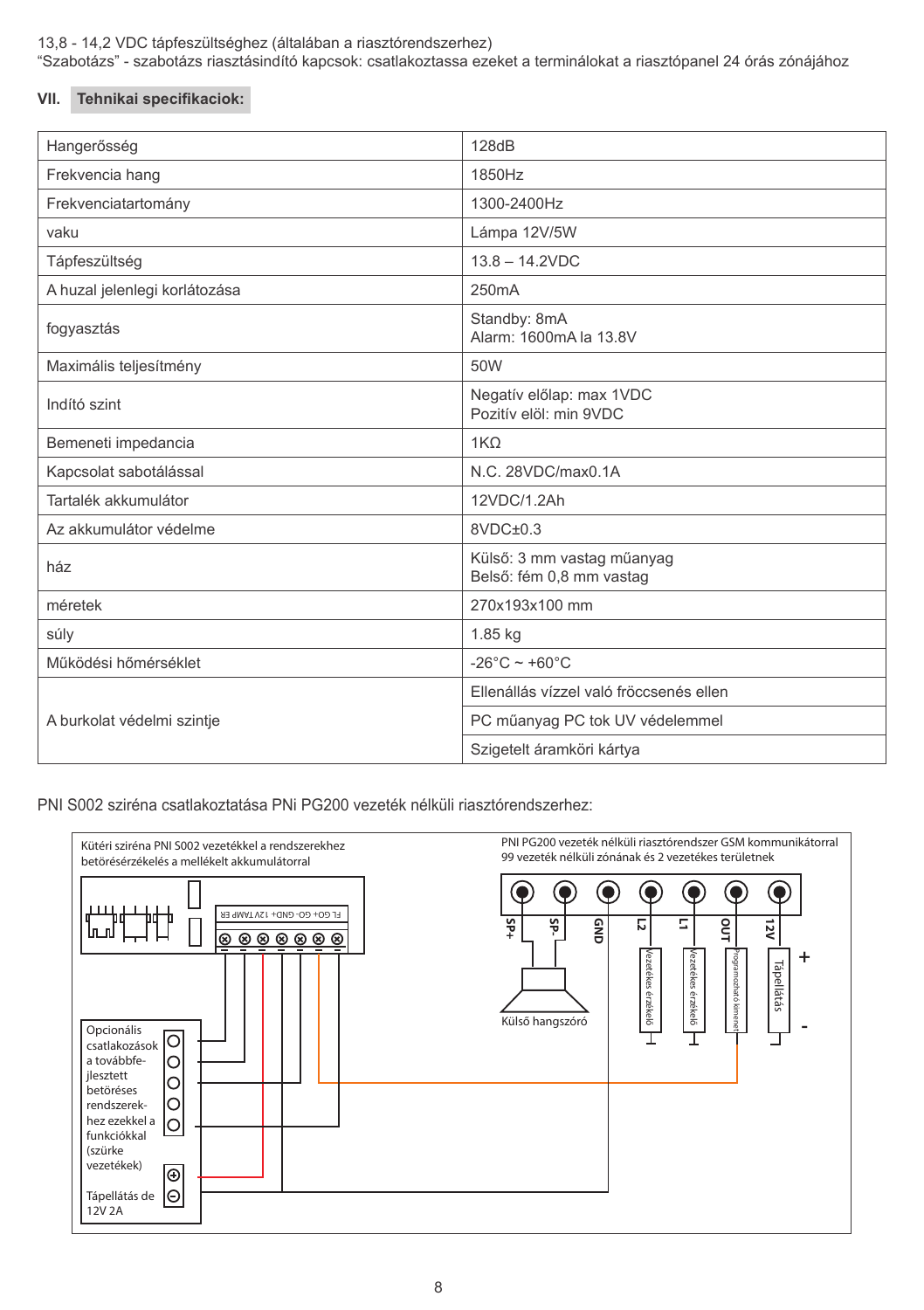13,8 - 14,2 VDC tápfeszültséghez (általában a riasztórendszerhez)
"Szabotázs" - szabotázs riasztásindító kapcsok: csatlakoztassa ezeket a terminálokat a riasztópanel 24 órás zónájához

## VII. Tehnikai specifikaciok:

| | |
|---|---|
| Hangerősség | 128dB |
| Frekvencia hang | 1850Hz |
| Frekvenciatartomány | 1300-2400Hz |
| vaku | Lámpa 12V/5W |
| Tápfeszültség | 13.8 – 14.2VDC |
| A huzal jelenlegi korlátozása | 250mA |
| fogyasztás | Standby: 8mA<br>Alarm: 1600mA la 13.8V |
| Maximális teljesítmény | 50W |
| Indító szint | Negatív előlap: max 1VDC<br>Pozitív elöl: min 9VDC |
| Bemeneti impedancia | 1KΩ |
| Kapcsolat sabotálással | N.C. 28VDC/max0.1A |
| Tartalék akkumulátor | 12VDC/1.2Ah |
| Az akkumulátor védelme | 8VDC±0.3 |
| ház | Külső: 3 mm vastag műanyag<br>Belső: fém 0,8 mm vastag |
| méretek | 270x193x100 mm |
| súly | 1.85 kg |
| Működési hőmérséklet | -26°C ~ +60°C |
| A burkolat védelmi szintje | Ellenállás vízzel való fröccsenés ellen |
| | PC műanyag PC tok UV védelemmel |
| | Szigetelt áramköri kártya |

PNI S002 sziréna csatlakoztatása PNi PG200 vezeték nélküli riasztórendszerhez:

Kütéri sziréna PNI S002 vezetékkel a rendszerekhez betörésérzékelés a mellékelt akkumulátorral

FL GO+ GO- GND+ 12V TAMP ER

Opcionális csatlakozások a továbbfejlesztett betöréses rendszerekhez ezekkel a funkciókkal (szürke vezetékek)

Tápellátás de 12V 2A

PNI PG200 vezeték nélküli riasztórendszer GSM kommunikátorral 99 vezeték nélküli zónának és 2 vezetékes területnek

SP+ SP- GND L2 L1 OUT 12V

Külső hangszóró

Vezetékes érzékelő

Vezetékes érzékelő

Programozható kimenet

Tápellátás

+

-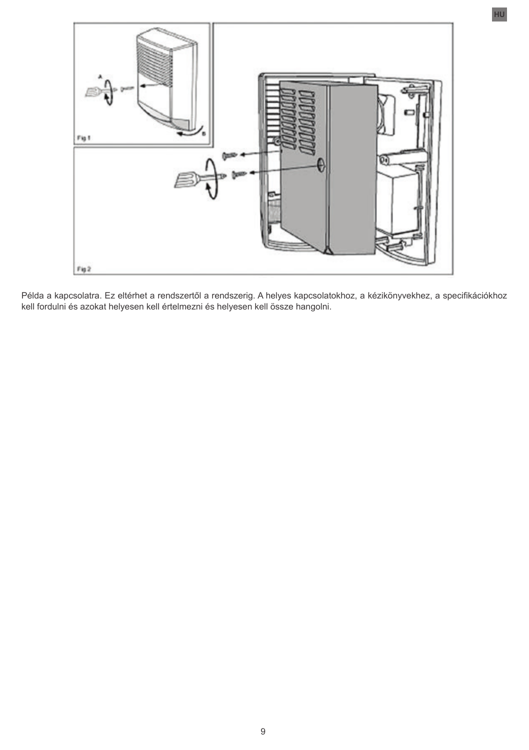Példa a kapcsolatra. Ez eltérhet a rendszertől a rendszerig. A helyes kapcsolatokhoz, a kézikönyvekhez, a specifikációkhoz kell fordulni és azokat helyesen kell értelmezni és helyesen kell össze hangolni.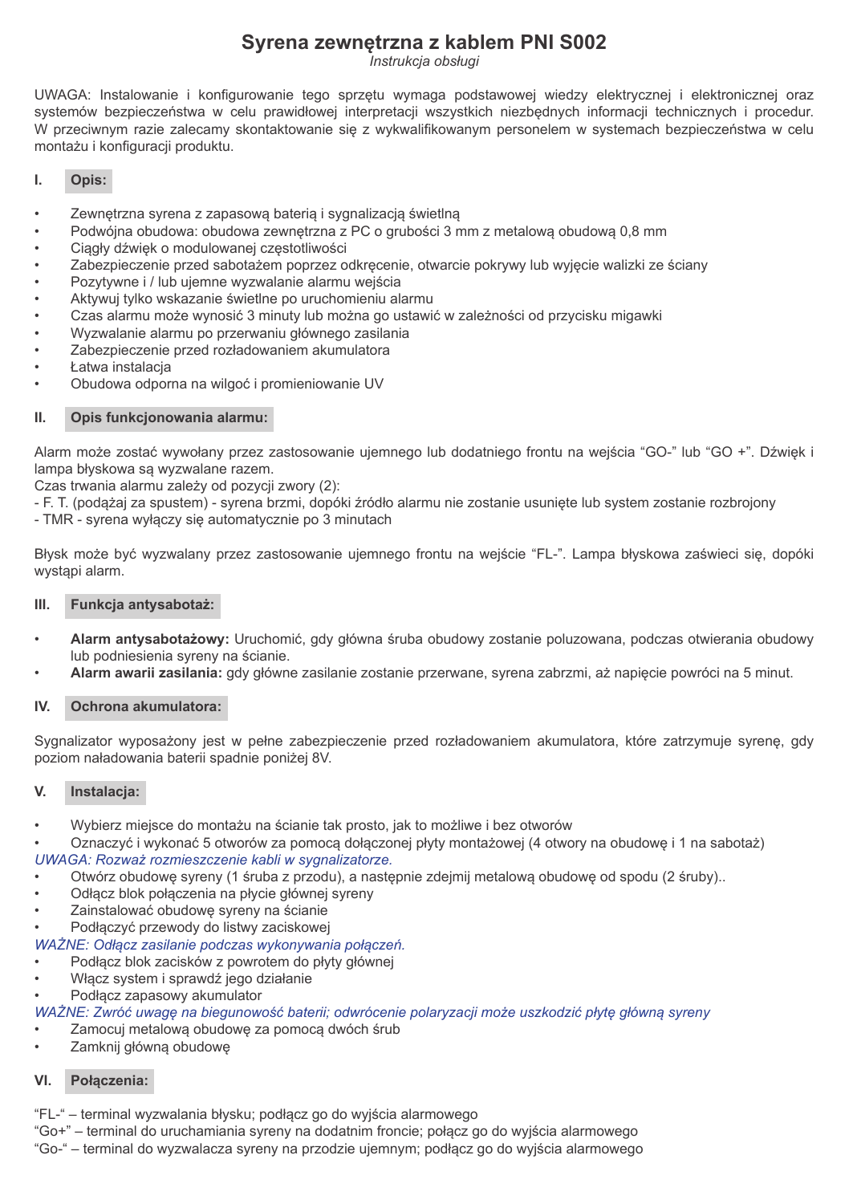# Syrena zewnętrzna z kablem PNI S002

*Instrukcja obsługi*

UWAGA: Instalowanie i konfigurowanie tego sprzętu wymaga podstawowej wiedzy elektrycznej i elektronicznej oraz systemów bezpieczeństwa w celu prawidłowej interpretacji wszystkich niezbędnych informacji technicznych i procedur. W przeciwnym razie zalecamy skontaktowanie się z wykwalifikowanym personelem w systemach bezpieczeństwa w celu montażu i konfiguracji produktu.

## I. Opis:

- Zewnętrzna syrena z zapasową baterią i sygnalizacją świetlną
- Podwójna obudowa: obudowa zewnętrzna z PC o grubości 3 mm z metalową obudową 0,8 mm
- Ciągły dźwięk o modulowanej częstotliwości
- Zabezpieczenie przed sabotażem poprzez odkręcenie, otwarcie pokrywy lub wyjęcie walizki ze ściany
- Pozytywne i / lub ujemne wyzwalanie alarmu wejścia
- Aktywuj tylko wskazanie świetlne po uruchomieniu alarmu
- Czas alarmu może wynosić 3 minuty lub można go ustawić w zależności od przycisku migawki
- Wyzwalanie alarmu po przerwaniu głównego zasilania
- Zabezpieczenie przed rozładowaniem akumulatora
- Łatwa instalacja
- Obudowa odporna na wilgoć i promieniowanie UV

## II. Opis funkcjonowania alarmu:

Alarm może zostać wywołany przez zastosowanie ujemnego lub dodatniego frontu na wejścia “GO-” lub “GO +”. Dźwięk i lampa błyskowa są wyzwalane razem.
Czas trwania alarmu zależy od pozycji zwory (2):
- F. T. (podążaj za spustem) - syrena brzmi, dopóki źródło alarmu nie zostanie usunięte lub system zostanie rozbrojony
- TMR - syrena wyłączy się automatycznie po 3 minutach

Błysk może być wyzwalany przez zastosowanie ujemnego frontu na wejście “FL-”. Lampa błyskowa zaświeci się, dopóki wystąpi alarm.

## III. Funkcja antysabotaż:

- **Alarm antysabotażowy:** Uruchomić, gdy główna śruba obudowy zostanie poluzowana, podczas otwierania obudowy lub podniesienia syreny na ścianie.
- **Alarm awarii zasilania:** gdy główne zasilanie zostanie przerwane, syrena zabrzmi, aż napięcie powróci na 5 minut.

## IV. Ochrona akumulatora:

Sygnalizator wyposażony jest w pełne zabezpieczenie przed rozładowaniem akumulatora, które zatrzymuje syrenę, gdy poziom naładowania baterii spadnie poniżej 8V.

## V. Instalacja:

- Wybierz miejsce do montażu na ścianie tak prosto, jak to możliwe i bez otworów
- Oznaczyć i wykonać 5 otworów za pomocą dołączonej płyty montażowej (4 otwory na obudowę i 1 na sabotaż)

*UWAGA: Rozważ rozmieszczenie kabli w sygnalizatorze.*

- Otwórz obudowę syreny (1 śruba z przodu), a następnie zdejmij metalową obudowę od spodu (2 śruby)..
- Odłącz blok połączenia na płycie głównej syreny
- Zainstalować obudowę syreny na ścianie
- Podłączyć przewody do listwy zaciskowej

*WAŻNE: Odłącz zasilanie podczas wykonywania połączeń.*

- Podłącz blok zacisków z powrotem do płyty głównej
- Włącz system i sprawdź jego działanie
- Podłącz zapasowy akumulator

*WAŻNE: Zwróć uwagę na biegunowość baterii; odwrócenie polaryzacji może uszkodzić płytę główną syreny*

- Zamocuj metalową obudowę za pomocą dwóch śrub
- Zamknij główną obudowę

## VI. Połączenia:

“FL-“ – terminal wyzwalania błysku; podłącz go do wyjścia alarmowego
“Go+” – terminal do uruchamiania syreny na dodatnim froncie; połącz go do wyjścia alarmowego
“Go-“ – terminal do wyzwalacza syreny na przodzie ujemnym; podłącz go do wyjścia alarmowego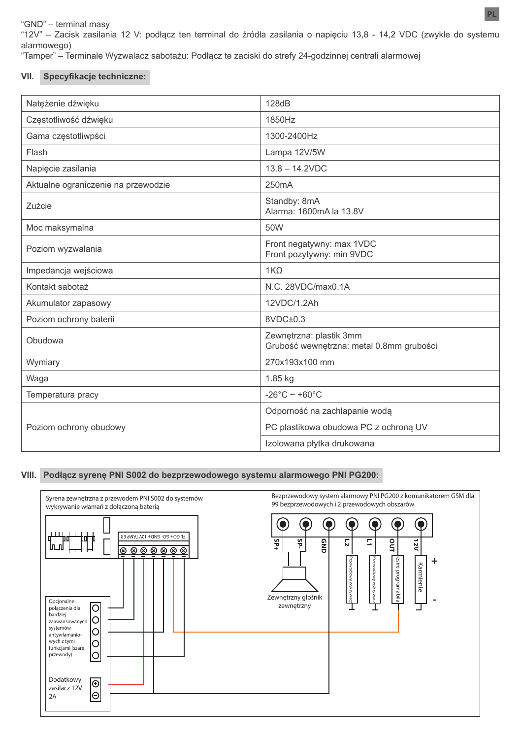"GND" – terminal masy

"12V" – Zacisk zasilania 12 V: podłącz ten terminal do źródła zasilania o napięciu 13,8 - 14,2 VDC (zwykle do systemu alarmowego)

"Tamper" – Terminale Wyzwalacz sabotażu: Podłącz te zaciski do strefy 24-godzinnej centrali alarmowej

## VII. Specyfikacje techniczne:

| | |
|---|---|
| Natężenie dźwięku | 128dB |
| Częstotliwość dźwięku | 1850Hz |
| Gama częstotliwpści | 1300-2400Hz |
| Flash | Lampa 12V/5W |
| Napięcie zasilania | 13.8 – 14.2VDC |
| Aktualne ograniczenie na przewodzie | 250mA |
| Zużcie | Standby: 8mA<br>Alarma: 1600mA la 13.8V |
| Moc maksymalna | 50W |
| Poziom wyzwalania | Front negatywny: max 1VDC<br>Front pozytywny: min 9VDC |
| Impedancja wejściowa | 1KΩ |
| Kontakt sabotaż | N.C. 28VDC/max0.1A |
| Akumulator zapasowy | 12VDC/1.2Ah |
| Poziom ochrony baterii | 8VDC±0.3 |
| Obudowa | Zewnętrzna: plastik 3mm<br>Grubość wewnętrzna: metal 0.8mm grubości |
| Wymiary | 270x193x100 mm |
| Waga | 1.85 kg |
| Temperatura pracy | -26°C ~ +60°C |
| Poziom ochrony obudowy | Odporność na zachlapanie wodą |
| | PC plastikowa obudowa PC z ochroną UV |
| | Izolowana płytka drukowana |

## VIII. Podłącz syrenę PNI S002 do bezprzewodowego systemu alarmowego PNI PG200:

Syrena zewnętrzna z przewodem PNI S002 do systemów wykrywanie włamań z dołączoną baterią

FLGO+ GO- GND+ 12V TAMP ER

Bezprzewodowy system alarmowy PNI PG200 z komunikatorem GSM dla 99 bezprzewodowych i 2 przewodowych obszarów

SP+ SP- GND L2 L1 OUT 12V

Zewnętrzny głośnik zewnętrzny

Przewodowy wykrywacz

Przewodowy wykrywacz

Wyjście programabila

Karmienie

Opcjonalne połączenia dla bardziej zaawansowanych systemów antywłamaniowych z tymi funkcjami (szare przewody)

Dodatkowy zasilacz 12V 2A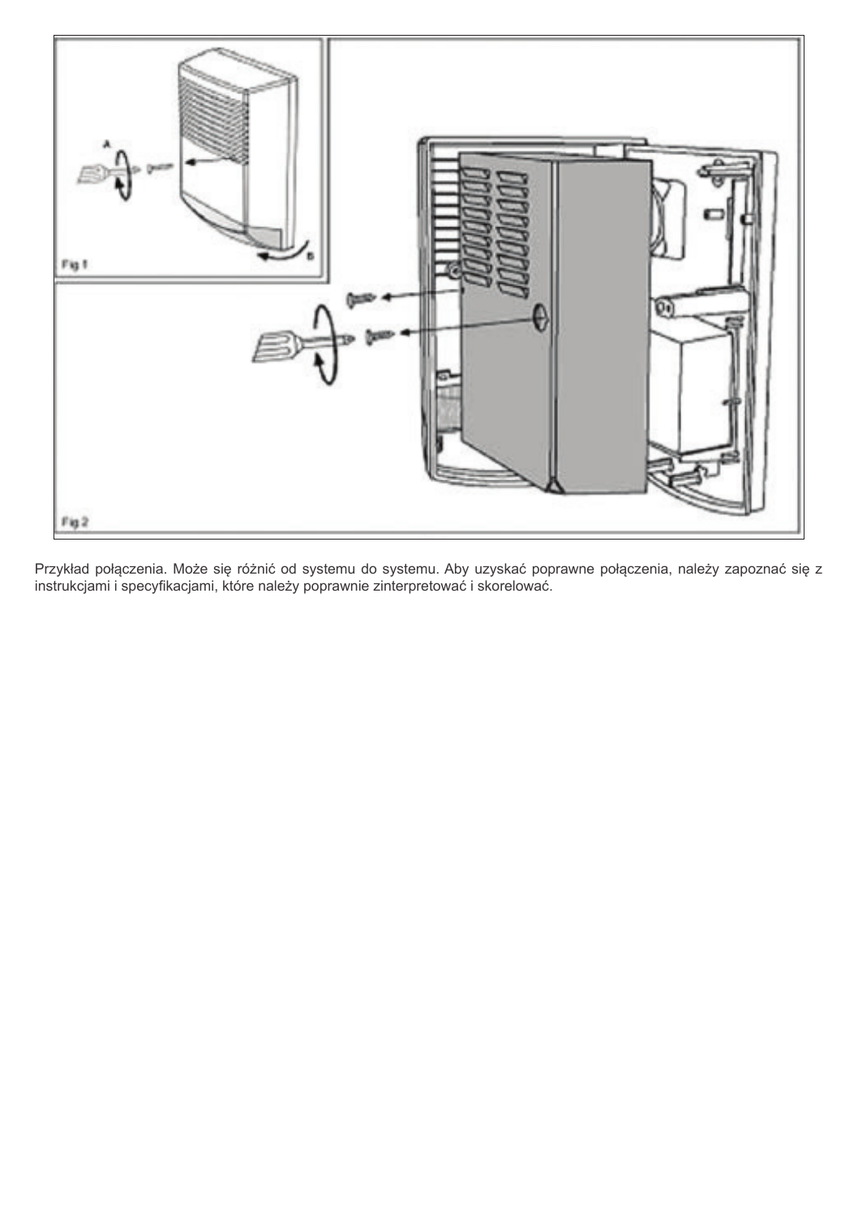Przykład połączenia. Może się różnić od systemu do systemu. Aby uzyskać poprawne połączenia, należy zapoznać się z instrukcjami i specyfikacjami, które należy poprawnie zinterpretować i skorelować.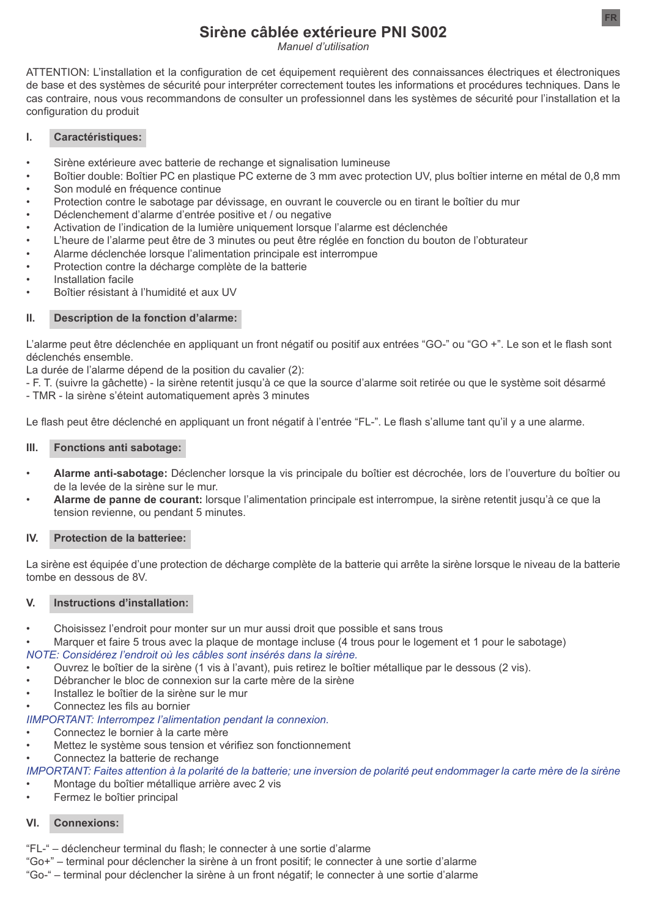# Sirène câblée extérieure PNI S002

*Manuel d'utilisation*

ATTENTION: L'installation et la configuration de cet équipement requièrent des connaissances électriques et électroniques de base et des systèmes de sécurité pour interpréter correctement toutes les informations et procédures techniques. Dans le cas contraire, nous vous recommandons de consulter un professionnel dans les systèmes de sécurité pour l'installation et la configuration du produit

## I. Caractéristiques:

- Sirène extérieure avec batterie de rechange et signalisation lumineuse
- Boîtier double: Boîtier PC en plastique PC externe de 3 mm avec protection UV, plus boîtier interne en métal de 0,8 mm
- Son modulé en fréquence continue
- Protection contre le sabotage par dévissage, en ouvrant le couvercle ou en tirant le boîtier du mur
- Déclenchement d'alarme d'entrée positive et / ou negative
- Activation de l'indication de la lumière uniquement lorsque l'alarme est déclenchée
- L'heure de l'alarme peut être de 3 minutes ou peut être réglée en fonction du bouton de l'obturateur
- Alarme déclenchée lorsque l'alimentation principale est interrompue
- Protection contre la décharge complète de la batterie
- Installation facile
- Boîtier résistant à l'humidité et aux UV

## II. Description de la fonction d'alarme:

L'alarme peut être déclenchée en appliquant un front négatif ou positif aux entrées "GO-" ou "GO +". Le son et le flash sont déclenchés ensemble.
La durée de l'alarme dépend de la position du cavalier (2):
- F. T. (suivre la gâchette) - la sirène retentit jusqu'à ce que la source d'alarme soit retirée ou que le système soit désarmé
- TMR - la sirène s'éteint automatiquement après 3 minutes

Le flash peut être déclenché en appliquant un front négatif à l'entrée "FL-". Le flash s'allume tant qu'il y a une alarme.

## III. Fonctions anti sabotage:

- **Alarme anti-sabotage:** Déclencher lorsque la vis principale du boîtier est décrochée, lors de l'ouverture du boîtier ou de la levée de la sirène sur le mur.
- **Alarme de panne de courant:** lorsque l'alimentation principale est interrompue, la sirène retentit jusqu'à ce que la tension revienne, ou pendant 5 minutes.

## IV. Protection de la batteriee:

La sirène est équipée d'une protection de décharge complète de la batterie qui arrête la sirène lorsque le niveau de la batterie tombe en dessous de 8V.

## V. Instructions d'installation:

- Choisissez l'endroit pour monter sur un mur aussi droit que possible et sans trous
- Marquer et faire 5 trous avec la plaque de montage incluse (4 trous pour le logement et 1 pour le sabotage)

*NOTE: Considérez l'endroit où les câbles sont insérés dans la sirène.*

- Ouvrez le boîtier de la sirène (1 vis à l'avant), puis retirez le boîtier métallique par le dessous (2 vis).
- Débrancher le bloc de connexion sur la carte mère de la sirène
- Installez le boîtier de la sirène sur le mur
- Connectez les fils au bornier

*IIMPORTANT: Interrompez l'alimentation pendant la connexion.*

- Connectez le bornier à la carte mère
- Mettez le système sous tension et vérifiez son fonctionnement
- Connectez la batterie de rechange

*IMPORTANT: Faites attention à la polarité de la batterie; une inversion de polarité peut endommager la carte mère de la sirène*

- Montage du boîtier métallique arrière avec 2 vis
- Fermez le boîtier principal

## VI. Connexions:

"FL-" – déclencheur terminal du flash; le connecter à une sortie d'alarme
"Go+" – terminal pour déclencher la sirène à un front positif; le connecter à une sortie d'alarme
"Go-" – terminal pour déclencher la sirène à un front négatif; le connecter à une sortie d'alarme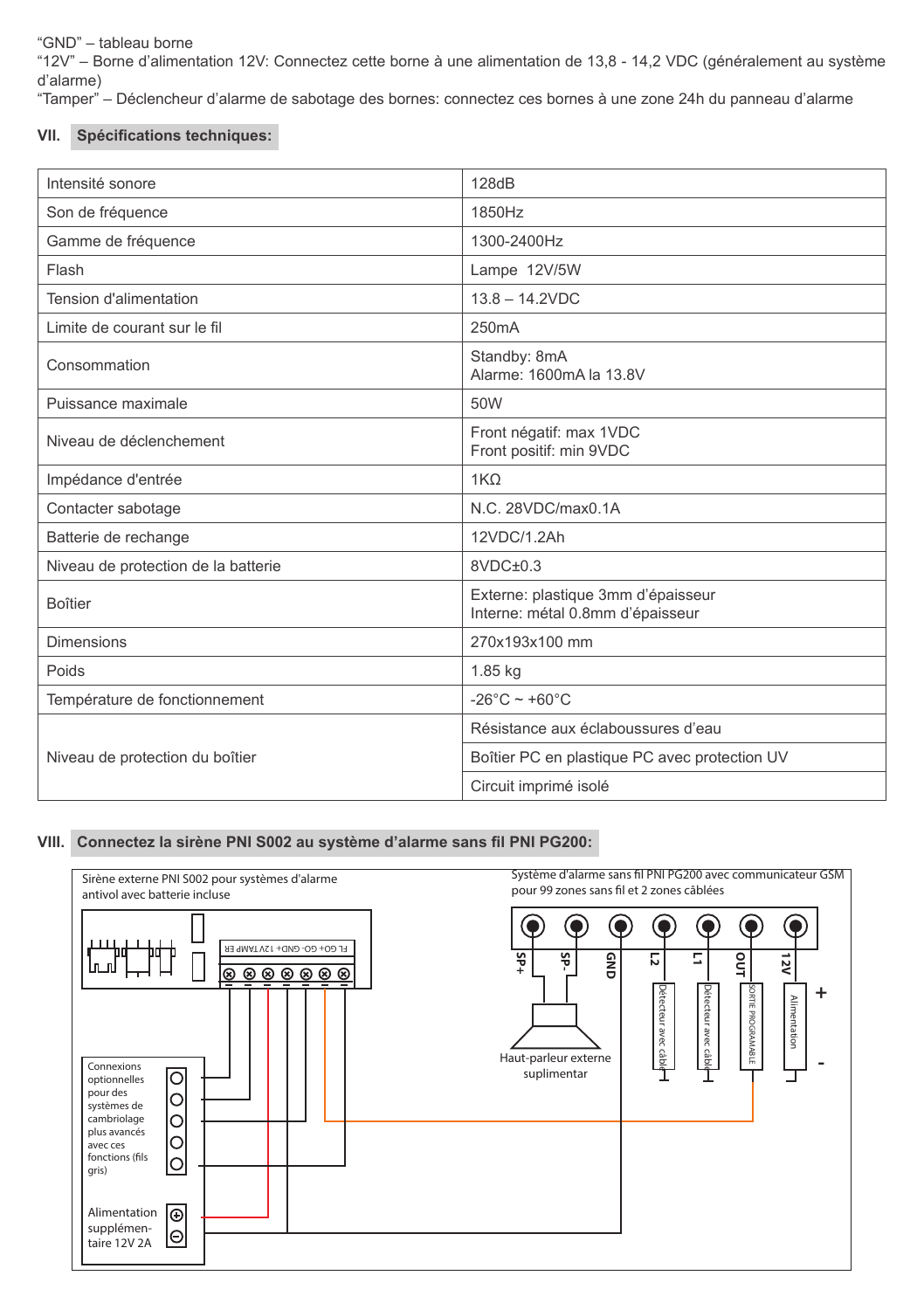"GND" – tableau borne

"12V" – Borne d'alimentation 12V: Connectez cette borne à une alimentation de 13,8 - 14,2 VDC (généralement au système d'alarme)

"Tamper" – Déclencheur d'alarme de sabotage des bornes: connectez ces bornes à une zone 24h du panneau d'alarme

## VII. Spécifications techniques:

| Intensité sonore | 128dB |
|---|---|
| Son de fréquence | 1850Hz |
| Gamme de fréquence | 1300-2400Hz |
| Flash | Lampe 12V/5W |
| Tension d'alimentation | 13.8 – 14.2VDC |
| Limite de courant sur le fil | 250mA |
| Consommation | Standby: 8mA<br>Alarme: 1600mA la 13.8V |
| Puissance maximale | 50W |
| Niveau de déclenchement | Front négatif: max 1VDC<br>Front positif: min 9VDC |
| Impédance d'entrée | 1KΩ |
| Contacter sabotage | N.C. 28VDC/max0.1A |
| Batterie de rechange | 12VDC/1.2Ah |
| Niveau de protection de la batterie | 8VDC±0.3 |
| Boîtier | Externe: plastique 3mm d'épaisseur<br>Interne: métal 0.8mm d'épaisseur |
| Dimensions | 270x193x100 mm |
| Poids | 1.85 kg |
| Température de fonctionnement | -26°C ~ +60°C |
| Niveau de protection du boîtier | Résistance aux éclaboussures d'eau |
| | Boîtier PC en plastique PC avec protection UV |
| | Circuit imprimé isolé |

## VIII. Connectez la sirène PNI S002 au système d'alarme sans fil PNI PG200:

Sirène externe PNI S002 pour systèmes d'alarme antivol avec batterie incluse

FL GO+ GO- GND+ 12V TAMP ER

Connexions optionnelles pour des systèmes de cambriolage plus avancés avec ces fonctions (fils gris)

Alimentation supplémentaire 12V 2A

Système d'alarme sans fil PNI PG200 avec communicateur GSM pour 99 zones sans fil et 2 zones câblées

SP+ SP- GND L2 L1 OUT 12V

Haut-parleur externe suplimentar

Détecteur avec câble

Détecteur avec câble

SORTIE PROGRAMABLE

Alimentation

+

-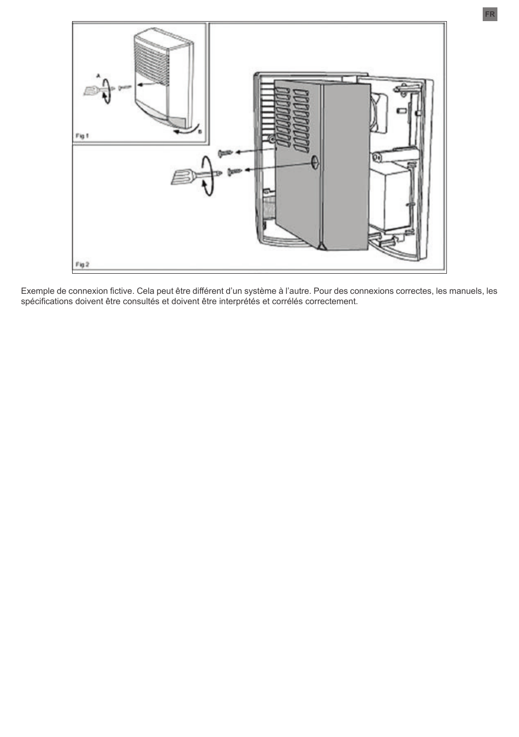Exemple de connexion fictive. Cela peut être différent d'un système à l'autre. Pour des connexions correctes, les manuels, les spécifications doivent être consultés et doivent être interprétés et corrélés correctement.